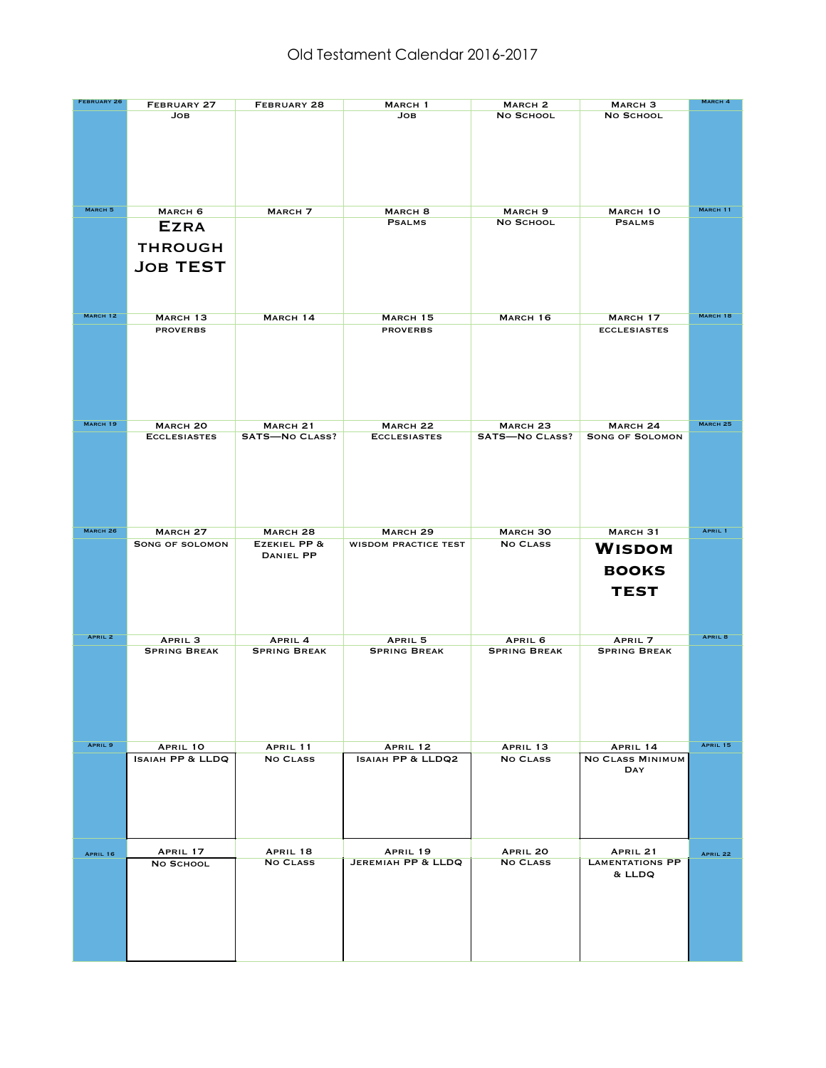# Old Testament Calendar 2016-2017

| | | | | | | |
|---|---|---|---|---|---|---|
| February 26 | February 27<br>Job | February 28 | March 1<br>Job | March 2<br>No School | March 3<br>No School | March 4 |
| March 5 | March 6<br>**Ezra through Job TEST** | March 7 | March 8<br>Psalms | March 9<br>No School | March 10<br>Psalms | March 11 |
| March 12 | March 13<br>proverbs | March 14 | March 15<br>proverbs | March 16 | March 17<br>ecclesiastes | March 18 |
| March 19 | March 20<br>Ecclesiastes | March 21<br>SATS—No Class? | March 22<br>Ecclesiastes | March 23<br>SATS—No Class? | March 24<br>Song of Solomon | March 25 |
| March 26 | March 27<br>Song of solomon | March 28<br>Ezekiel PP & Daniel PP | March 29<br>wisdom practice test | March 30<br>No Class | March 31<br>**Wisdom books test** | April 1 |
| April 2 | April 3<br>Spring Break | April 4<br>Spring Break | April 5<br>Spring Break | April 6<br>Spring Break | April 7<br>Spring Break | April 8 |
| April 9 | April 10<br>Isaiah PP & LLDQ | April 11<br>No Class | April 12<br>Isaiah PP & LLDQ2 | April 13<br>No Class | April 14<br>No Class Minimum Day | April 15 |
| April 16 | April 17<br>No School | April 18<br>No Class | April 19<br>Jeremiah PP & LLDQ | April 20<br>No Class | April 21<br>Lamentations PP & LLDQ | April 22 |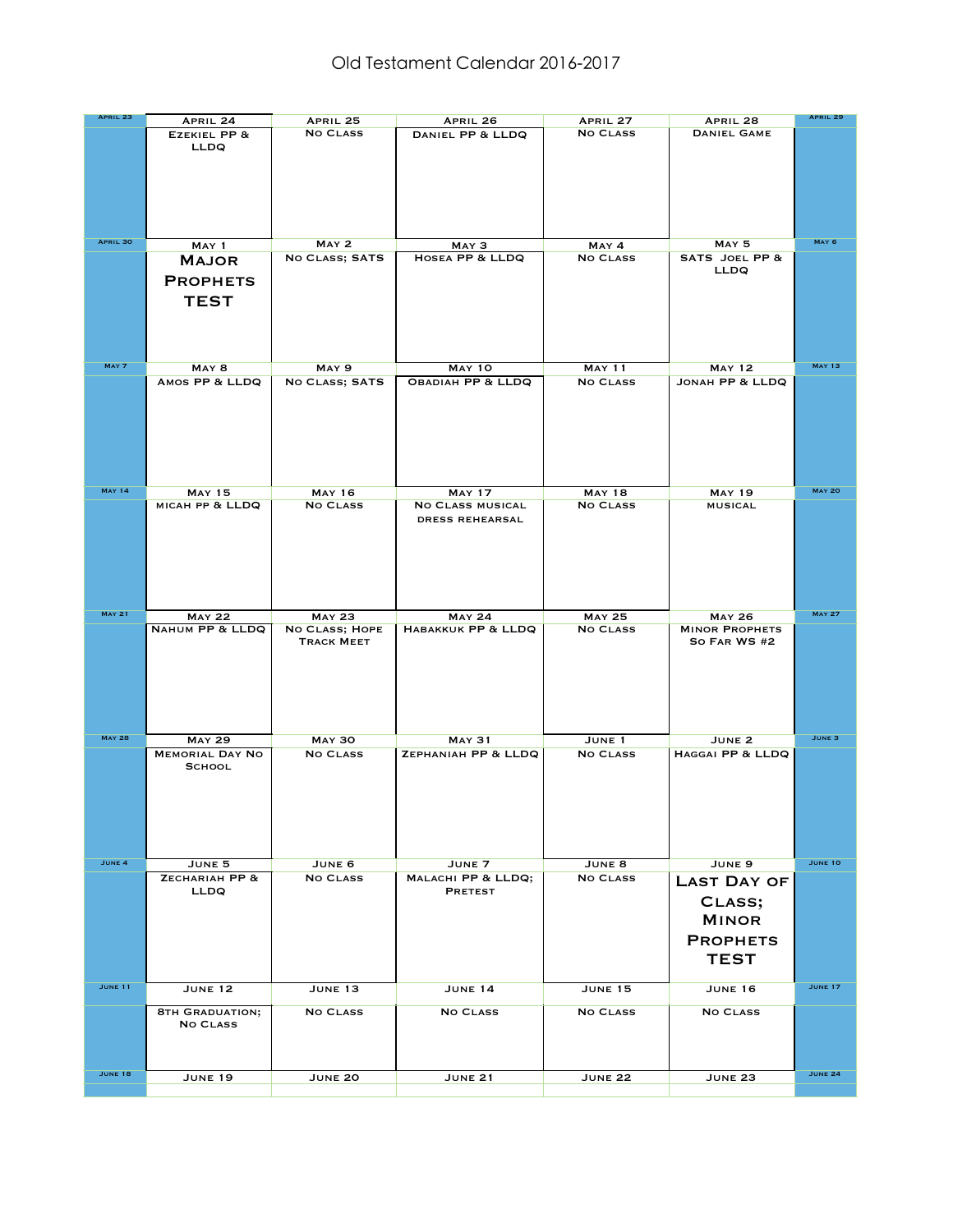# Old Testament Calendar 2016-2017

| | | | | | | |
|---|---|---|---|---|---|---|
| April 23 | April 24<br>Ezekiel PP & LLDQ | April 25<br>No Class | April 26<br>Daniel PP & LLDQ | April 27<br>No Class | April 28<br>Daniel Game | April 29 |
| April 30 | May 1<br>**Major Prophets Test** | May 2<br>No Class; SATS | May 3<br>Hosea PP & LLDQ | May 4<br>No Class | May 5<br>SATS Joel PP & LLDQ | May 6 |
| May 7 | May 8<br>Amos PP & LLDQ | May 9<br>No Class; SATS | May 10<br>Obadiah PP & LLDQ | May 11<br>No Class | May 12<br>Jonah PP & LLDQ | May 13 |
| May 14 | May 15<br>Micah PP & LLDQ | May 16<br>No Class | May 17<br>No Class Musical Dress Rehearsal | May 18<br>No Class | May 19<br>Musical | May 20 |
| May 21 | May 22<br>Nahum PP & LLDQ | May 23<br>No Class; Hope Track Meet | May 24<br>Habakkuk PP & LLDQ | May 25<br>No Class | May 26<br>Minor Prophets So Far WS #2 | May 27 |
| May 28 | May 29<br>Memorial Day No School | May 30<br>No Class | May 31<br>Zephaniah PP & LLDQ | June 1<br>No Class | June 2<br>Haggai PP & LLDQ | June 3 |
| June 4 | June 5<br>Zechariah PP & LLDQ | June 6<br>No Class | June 7<br>Malachi PP & LLDQ; Pretest | June 8<br>No Class | June 9<br>**Last Day of Class; Minor Prophets Test** | June 10 |
| June 11 | June 12<br>8th Graduation; No Class | June 13<br>No Class | June 14<br>No Class | June 15<br>No Class | June 16<br>No Class | June 17 |
| June 18 | June 19 | June 20 | June 21 | June 22 | June 23 | June 24 |